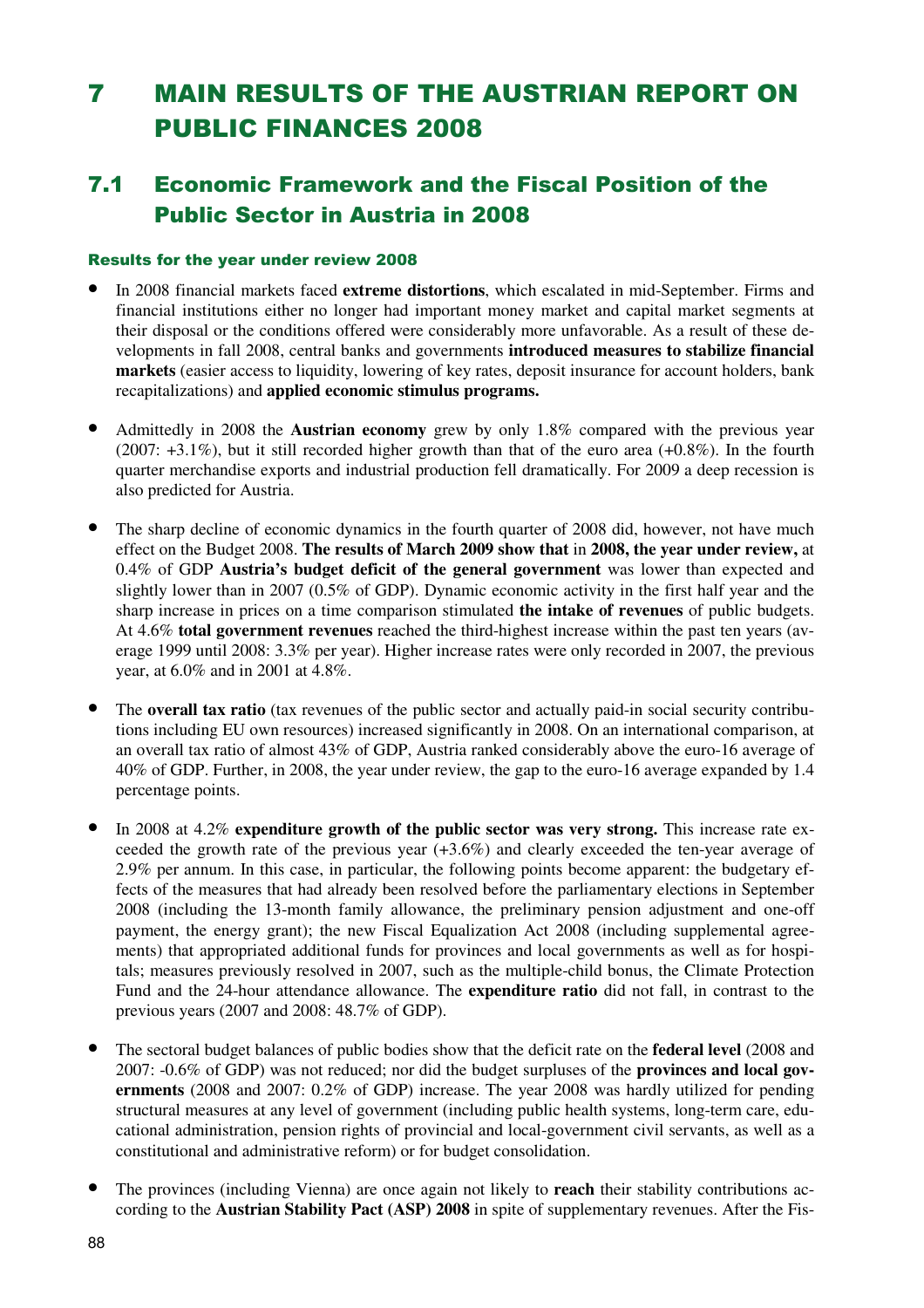# 7 MAIN RESULTS OF THE AUSTRIAN REPORT ON PUBLIC FINANCES 2008

## 7.1 Economic Framework and the Fiscal Position of the Public Sector in Austria in 2008

#### Results for the year under review 2008

- In 2008 financial markets faced **extreme distortions**, which escalated in mid-September. Firms and financial institutions either no longer had important money market and capital market segments at their disposal or the conditions offered were considerably more unfavorable. As a result of these developments in fall 2008, central banks and governments **introduced measures to stabilize financial markets** (easier access to liquidity, lowering of key rates, deposit insurance for account holders, bank recapitalizations) and **applied economic stimulus programs.**

- Admittedly in 2008 the **Austrian economy** grew by only 1.8% compared with the previous year (2007: +3.1%), but it still recorded higher growth than that of the euro area (+0.8%). In the fourth quarter merchandise exports and industrial production fell dramatically. For 2009 a deep recession is also predicted for Austria.

- The sharp decline of economic dynamics in the fourth quarter of 2008 did, however, not have much effect on the Budget 2008. **The results of March 2009 show that** in **2008, the year under review,** at 0.4% of GDP **Austria's budget deficit of the general government** was lower than expected and slightly lower than in 2007 (0.5% of GDP). Dynamic economic activity in the first half year and the sharp increase in prices on a time comparison stimulated **the intake of revenues** of public budgets. At 4.6% **total government revenues** reached the third-highest increase within the past ten years (average 1999 until 2008: 3.3% per year). Higher increase rates were only recorded in 2007, the previous year, at 6.0% and in 2001 at 4.8%.

- The **overall tax ratio** (tax revenues of the public sector and actually paid-in social security contributions including EU own resources) increased significantly in 2008. On an international comparison, at an overall tax ratio of almost 43% of GDP, Austria ranked considerably above the euro-16 average of 40% of GDP. Further, in 2008, the year under review, the gap to the euro-16 average expanded by 1.4 percentage points.

- In 2008 at 4.2% **expenditure growth of the public sector was very strong.** This increase rate exceeded the growth rate of the previous year (+3.6%) and clearly exceeded the ten-year average of 2.9% per annum. In this case, in particular, the following points become apparent: the budgetary effects of the measures that had already been resolved before the parliamentary elections in September 2008 (including the 13-month family allowance, the preliminary pension adjustment and one-off payment, the energy grant); the new Fiscal Equalization Act 2008 (including supplemental agreements) that appropriated additional funds for provinces and local governments as well as for hospitals; measures previously resolved in 2007, such as the multiple-child bonus, the Climate Protection Fund and the 24-hour attendance allowance. The **expenditure ratio** did not fall, in contrast to the previous years (2007 and 2008: 48.7% of GDP).

- The sectoral budget balances of public bodies show that the deficit rate on the **federal level** (2008 and 2007: -0.6% of GDP) was not reduced; nor did the budget surpluses of the **provinces and local governments** (2008 and 2007: 0.2% of GDP) increase. The year 2008 was hardly utilized for pending structural measures at any level of government (including public health systems, long-term care, educational administration, pension rights of provincial and local-government civil servants, as well as a constitutional and administrative reform) or for budget consolidation.

- The provinces (including Vienna) are once again not likely to **reach** their stability contributions according to the **Austrian Stability Pact (ASP) 2008** in spite of supplementary revenues. After the Fis-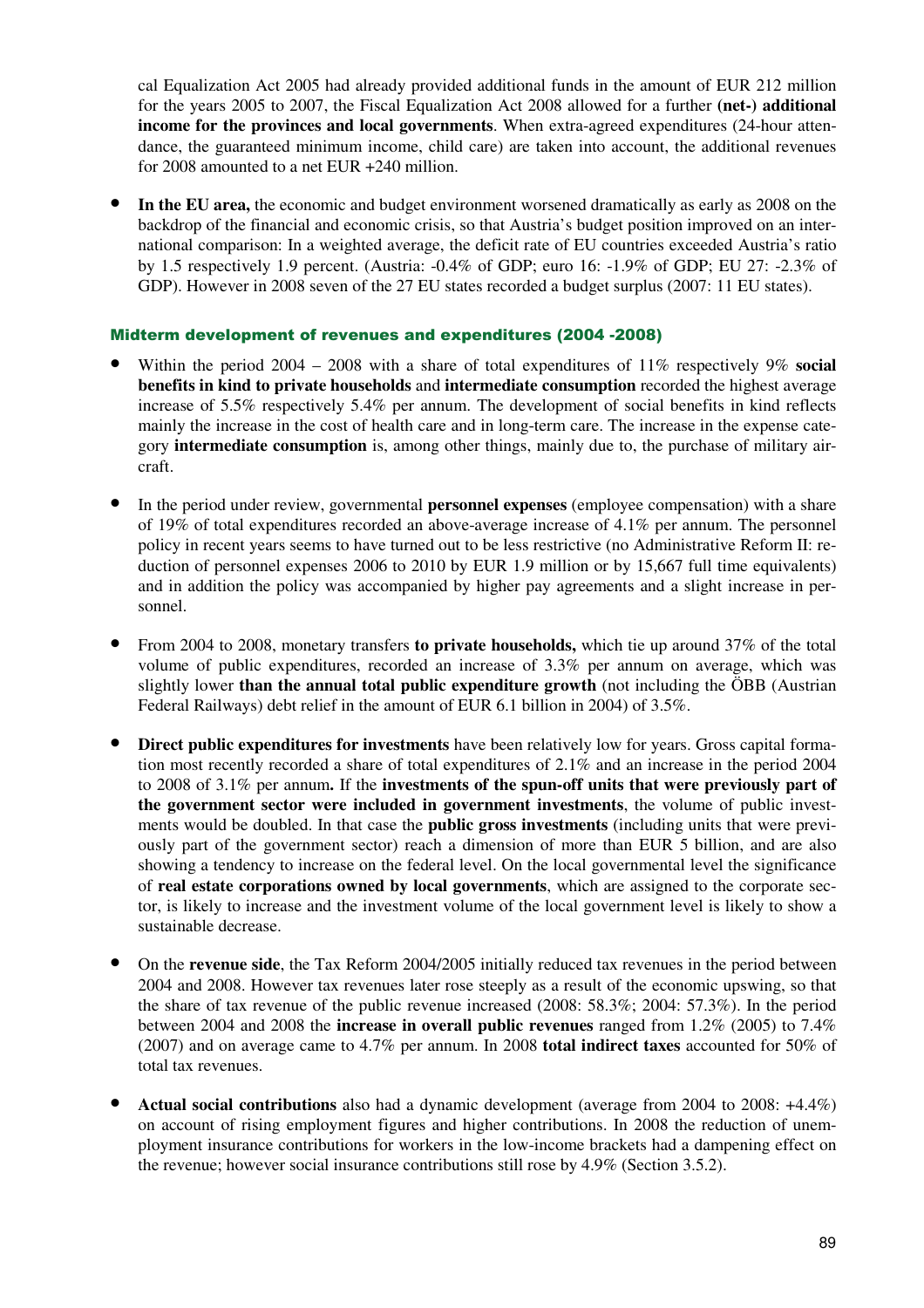cal Equalization Act 2005 had already provided additional funds in the amount of EUR 212 million for the years 2005 to 2007, the Fiscal Equalization Act 2008 allowed for a further **(net-) additional income for the provinces and local governments**. When extra-agreed expenditures (24-hour attendance, the guaranteed minimum income, child care) are taken into account, the additional revenues for 2008 amounted to a net EUR +240 million.

- **In the EU area,** the economic and budget environment worsened dramatically as early as 2008 on the backdrop of the financial and economic crisis, so that Austria's budget position improved on an international comparison: In a weighted average, the deficit rate of EU countries exceeded Austria's ratio by 1.5 respectively 1.9 percent. (Austria: -0.4% of GDP; euro 16: -1.9% of GDP; EU 27: -2.3% of GDP). However in 2008 seven of the 27 EU states recorded a budget surplus (2007: 11 EU states).

### Midterm development of revenues and expenditures (2004 -2008)

- Within the period 2004 – 2008 with a share of total expenditures of 11% respectively 9% **social benefits in kind to private households** and **intermediate consumption** recorded the highest average increase of 5.5% respectively 5.4% per annum. The development of social benefits in kind reflects mainly the increase in the cost of health care and in long-term care. The increase in the expense category **intermediate consumption** is, among other things, mainly due to, the purchase of military aircraft.

- In the period under review, governmental **personnel expenses** (employee compensation) with a share of 19% of total expenditures recorded an above-average increase of 4.1% per annum. The personnel policy in recent years seems to have turned out to be less restrictive (no Administrative Reform II: reduction of personnel expenses 2006 to 2010 by EUR 1.9 million or by 15,667 full time equivalents) and in addition the policy was accompanied by higher pay agreements and a slight increase in personnel.

- From 2004 to 2008, monetary transfers **to private households,** which tie up around 37% of the total volume of public expenditures, recorded an increase of 3.3% per annum on average, which was slightly lower **than the annual total public expenditure growth** (not including the ÖBB (Austrian Federal Railways) debt relief in the amount of EUR 6.1 billion in 2004) of 3.5%.

- **Direct public expenditures for investments** have been relatively low for years. Gross capital formation most recently recorded a share of total expenditures of 2.1% and an increase in the period 2004 to 2008 of 3.1% per annum**.** If the **investments of the spun-off units that were previously part of the government sector were included in government investments**, the volume of public investments would be doubled. In that case the **public gross investments** (including units that were previously part of the government sector) reach a dimension of more than EUR 5 billion, and are also showing a tendency to increase on the federal level. On the local governmental level the significance of **real estate corporations owned by local governments**, which are assigned to the corporate sector, is likely to increase and the investment volume of the local government level is likely to show a sustainable decrease.

- On the **revenue side**, the Tax Reform 2004/2005 initially reduced tax revenues in the period between 2004 and 2008. However tax revenues later rose steeply as a result of the economic upswing, so that the share of tax revenue of the public revenue increased (2008: 58.3%; 2004: 57.3%). In the period between 2004 and 2008 the **increase in overall public revenues** ranged from 1.2% (2005) to 7.4% (2007) and on average came to 4.7% per annum. In 2008 **total indirect taxes** accounted for 50% of total tax revenues.

- **Actual social contributions** also had a dynamic development (average from 2004 to 2008: +4.4%) on account of rising employment figures and higher contributions. In 2008 the reduction of unemployment insurance contributions for workers in the low-income brackets had a dampening effect on the revenue; however social insurance contributions still rose by 4.9% (Section 3.5.2).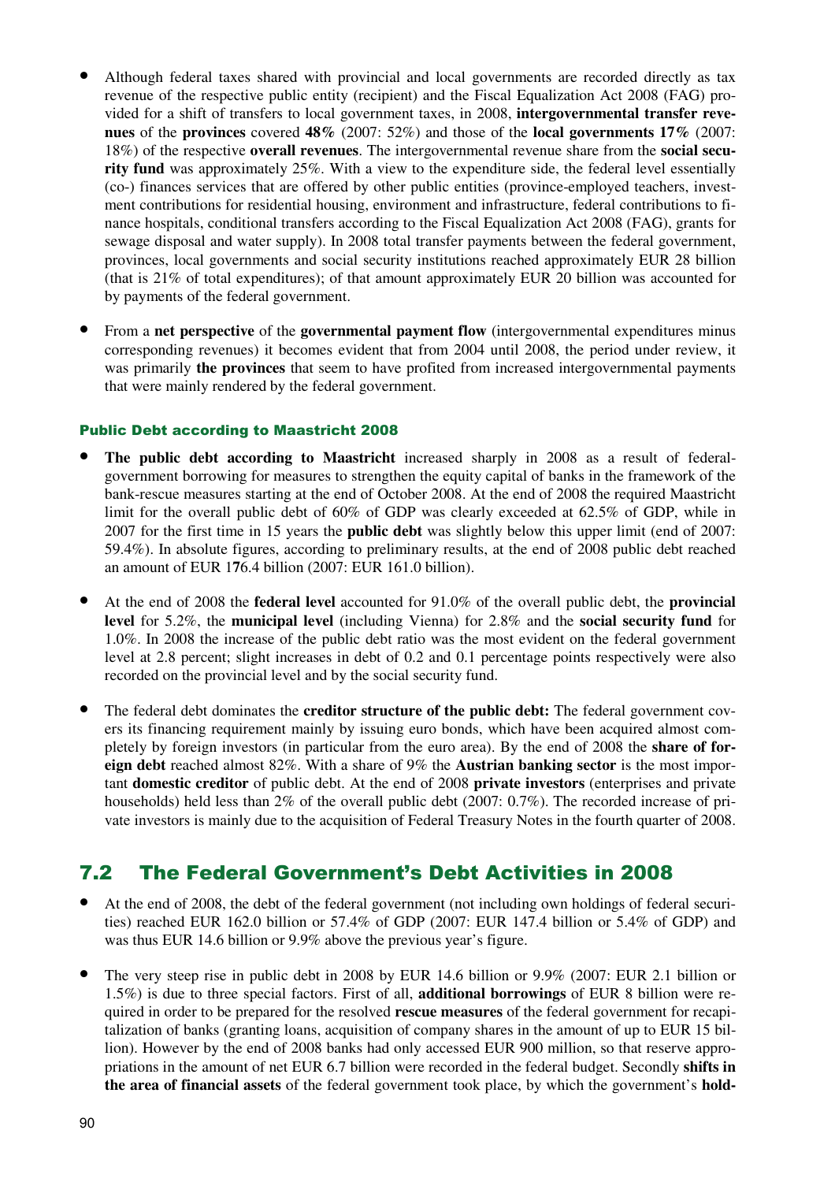- Although federal taxes shared with provincial and local governments are recorded directly as tax revenue of the respective public entity (recipient) and the Fiscal Equalization Act 2008 (FAG) provided for a shift of transfers to local government taxes, in 2008, **intergovernmental transfer revenues** of the **provinces** covered **48%** (2007: 52%) and those of the **local governments 17%** (2007: 18%) of the respective **overall revenues**. The intergovernmental revenue share from the **social security fund** was approximately 25%. With a view to the expenditure side, the federal level essentially (co-) finances services that are offered by other public entities (province-employed teachers, investment contributions for residential housing, environment and infrastructure, federal contributions to finance hospitals, conditional transfers according to the Fiscal Equalization Act 2008 (FAG), grants for sewage disposal and water supply). In 2008 total transfer payments between the federal government, provinces, local governments and social security institutions reached approximately EUR 28 billion (that is 21% of total expenditures); of that amount approximately EUR 20 billion was accounted for by payments of the federal government.
- From a **net perspective** of the **governmental payment flow** (intergovernmental expenditures minus corresponding revenues) it becomes evident that from 2004 until 2008, the period under review, it was primarily **the provinces** that seem to have profited from increased intergovernmental payments that were mainly rendered by the federal government.

### Public Debt according to Maastricht 2008

- **The public debt according to Maastricht** increased sharply in 2008 as a result of federal-government borrowing for measures to strengthen the equity capital of banks in the framework of the bank-rescue measures starting at the end of October 2008. At the end of 2008 the required Maastricht limit for the overall public debt of 60% of GDP was clearly exceeded at 62.5% of GDP, while in 2007 for the first time in 15 years the **public debt** was slightly below this upper limit (end of 2007: 59.4%). In absolute figures, according to preliminary results, at the end of 2008 public debt reached an amount of EUR 176.4 billion (2007: EUR 161.0 billion).
- At the end of 2008 the **federal level** accounted for 91.0% of the overall public debt, the **provincial level** for 5.2%, the **municipal level** (including Vienna) for 2.8% and the **social security fund** for 1.0%. In 2008 the increase of the public debt ratio was the most evident on the federal government level at 2.8 percent; slight increases in debt of 0.2 and 0.1 percentage points respectively were also recorded on the provincial level and by the social security fund.
- The federal debt dominates the **creditor structure of the public debt:** The federal government covers its financing requirement mainly by issuing euro bonds, which have been acquired almost completely by foreign investors (in particular from the euro area). By the end of 2008 the **share of foreign debt** reached almost 82%. With a share of 9% the **Austrian banking sector** is the most important **domestic creditor** of public debt. At the end of 2008 **private investors** (enterprises and private households) held less than 2% of the overall public debt (2007: 0.7%). The recorded increase of private investors is mainly due to the acquisition of Federal Treasury Notes in the fourth quarter of 2008.

## 7.2 The Federal Government's Debt Activities in 2008

- At the end of 2008, the debt of the federal government (not including own holdings of federal securities) reached EUR 162.0 billion or 57.4% of GDP (2007: EUR 147.4 billion or 5.4% of GDP) and was thus EUR 14.6 billion or 9.9% above the previous year's figure.
- The very steep rise in public debt in 2008 by EUR 14.6 billion or 9.9% (2007: EUR 2.1 billion or 1.5%) is due to three special factors. First of all, **additional borrowings** of EUR 8 billion were required in order to be prepared for the resolved **rescue measures** of the federal government for recapitalization of banks (granting loans, acquisition of company shares in the amount of up to EUR 15 billion). However by the end of 2008 banks had only accessed EUR 900 million, so that reserve appropriations in the amount of net EUR 6.7 billion were recorded in the federal budget. Secondly **shifts in the area of financial assets** of the federal government took place, by which the government's **hold-**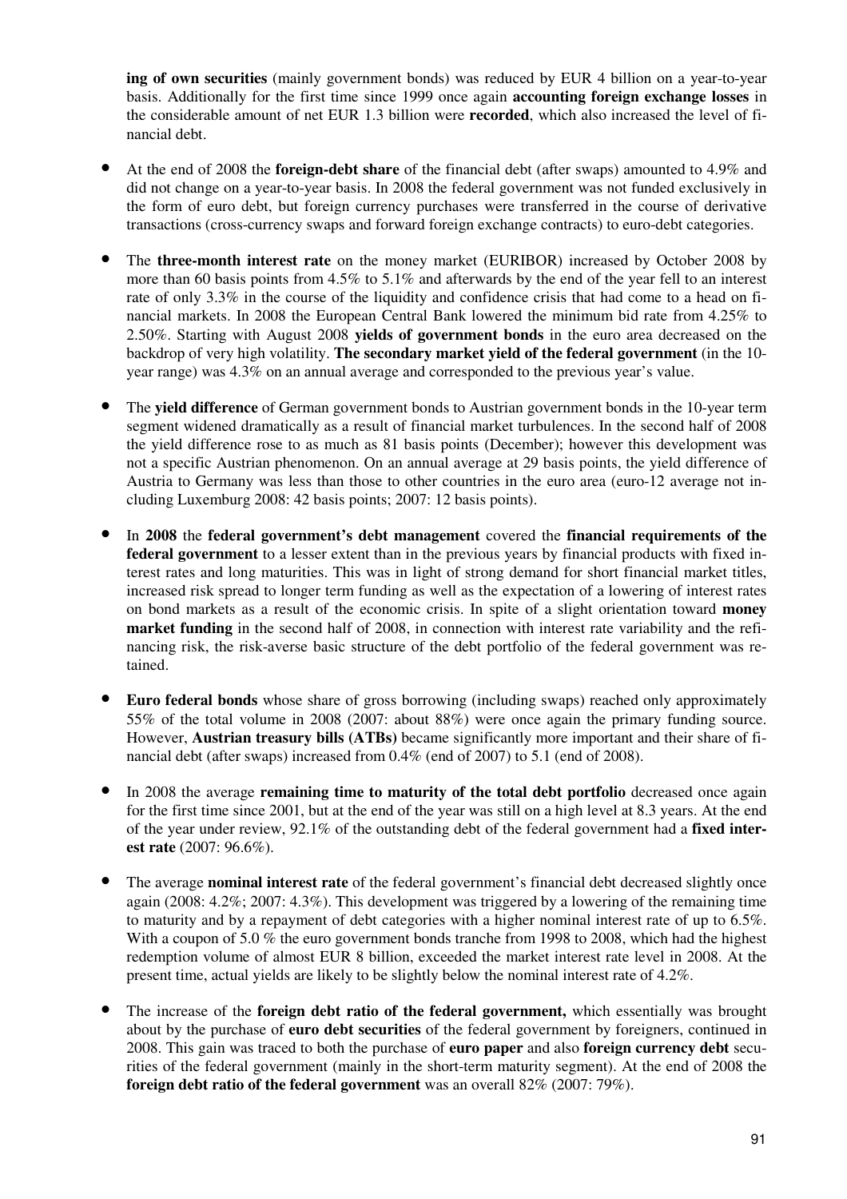**ing of own securities** (mainly government bonds) was reduced by EUR 4 billion on a year-to-year basis. Additionally for the first time since 1999 once again **accounting foreign exchange losses** in the considerable amount of net EUR 1.3 billion were **recorded**, which also increased the level of financial debt.

- At the end of 2008 the **foreign-debt share** of the financial debt (after swaps) amounted to 4.9% and did not change on a year-to-year basis. In 2008 the federal government was not funded exclusively in the form of euro debt, but foreign currency purchases were transferred in the course of derivative transactions (cross-currency swaps and forward foreign exchange contracts) to euro-debt categories.

- The **three-month interest rate** on the money market (EURIBOR) increased by October 2008 by more than 60 basis points from 4.5% to 5.1% and afterwards by the end of the year fell to an interest rate of only 3.3% in the course of the liquidity and confidence crisis that had come to a head on financial markets. In 2008 the European Central Bank lowered the minimum bid rate from 4.25% to 2.50%. Starting with August 2008 **yields of government bonds** in the euro area decreased on the backdrop of very high volatility. **The secondary market yield of the federal government** (in the 10-year range) was 4.3% on an annual average and corresponded to the previous year's value.

- The **yield difference** of German government bonds to Austrian government bonds in the 10-year term segment widened dramatically as a result of financial market turbulences. In the second half of 2008 the yield difference rose to as much as 81 basis points (December); however this development was not a specific Austrian phenomenon. On an annual average at 29 basis points, the yield difference of Austria to Germany was less than those to other countries in the euro area (euro-12 average not including Luxemburg 2008: 42 basis points; 2007: 12 basis points).

- In **2008** the **federal government's debt management** covered the **financial requirements of the federal government** to a lesser extent than in the previous years by financial products with fixed interest rates and long maturities. This was in light of strong demand for short financial market titles, increased risk spread to longer term funding as well as the expectation of a lowering of interest rates on bond markets as a result of the economic crisis. In spite of a slight orientation toward **money market funding** in the second half of 2008, in connection with interest rate variability and the refinancing risk, the risk-averse basic structure of the debt portfolio of the federal government was retained.

- **Euro federal bonds** whose share of gross borrowing (including swaps) reached only approximately 55% of the total volume in 2008 (2007: about 88%) were once again the primary funding source. However, **Austrian treasury bills (ATBs)** became significantly more important and their share of financial debt (after swaps) increased from 0.4% (end of 2007) to 5.1 (end of 2008).

- In 2008 the average **remaining time to maturity of the total debt portfolio** decreased once again for the first time since 2001, but at the end of the year was still on a high level at 8.3 years. At the end of the year under review, 92.1% of the outstanding debt of the federal government had a **fixed interest rate** (2007: 96.6%).

- The average **nominal interest rate** of the federal government's financial debt decreased slightly once again (2008: 4.2%; 2007: 4.3%). This development was triggered by a lowering of the remaining time to maturity and by a repayment of debt categories with a higher nominal interest rate of up to 6.5%. With a coupon of 5.0 % the euro government bonds tranche from 1998 to 2008, which had the highest redemption volume of almost EUR 8 billion, exceeded the market interest rate level in 2008. At the present time, actual yields are likely to be slightly below the nominal interest rate of 4.2%.

- The increase of the **foreign debt ratio of the federal government,** which essentially was brought about by the purchase of **euro debt securities** of the federal government by foreigners, continued in 2008. This gain was traced to both the purchase of **euro paper** and also **foreign currency debt** securities of the federal government (mainly in the short-term maturity segment). At the end of 2008 the **foreign debt ratio of the federal government** was an overall 82% (2007: 79%).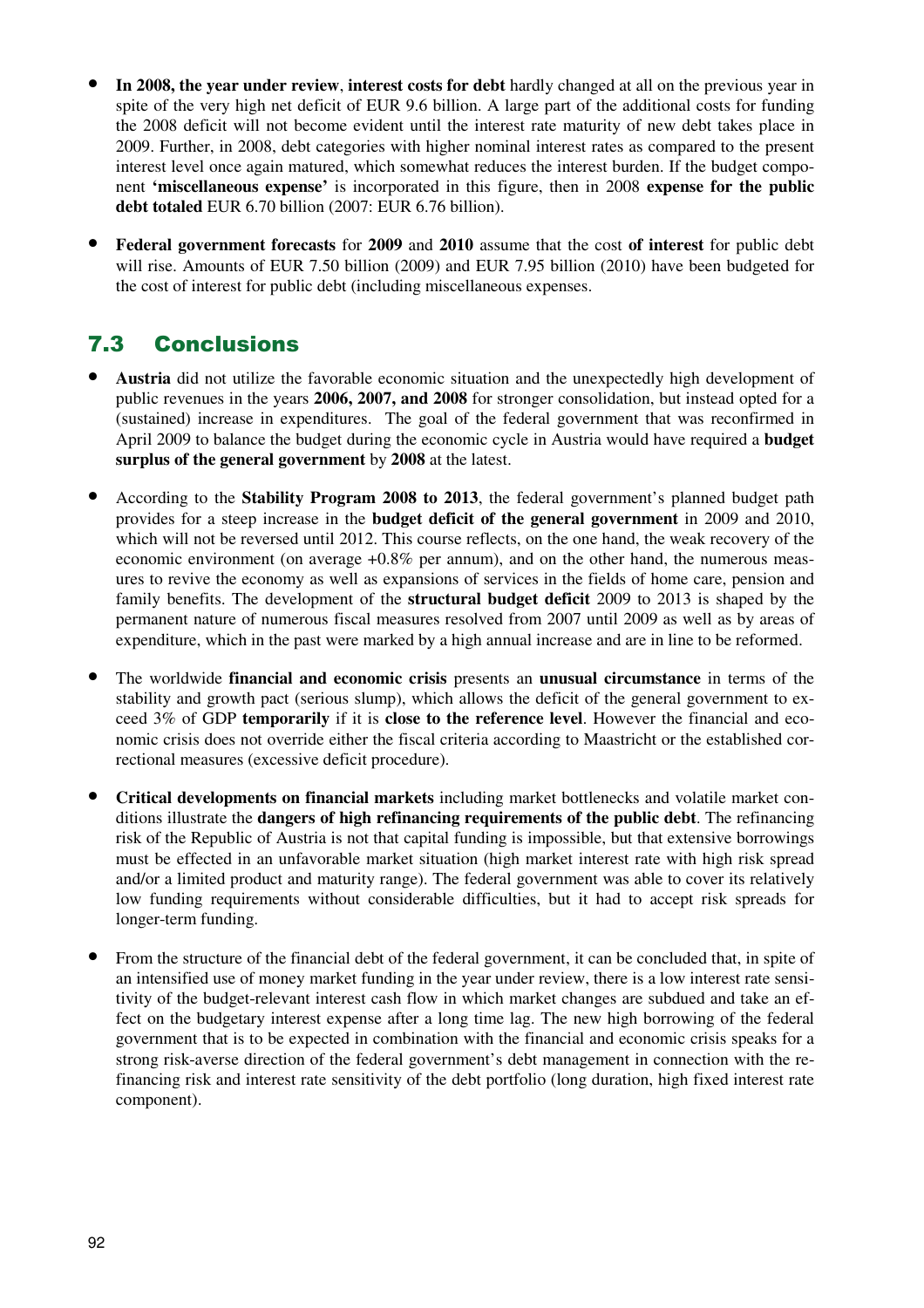- **In 2008, the year under review**, **interest costs for debt** hardly changed at all on the previous year in spite of the very high net deficit of EUR 9.6 billion. A large part of the additional costs for funding the 2008 deficit will not become evident until the interest rate maturity of new debt takes place in 2009. Further, in 2008, debt categories with higher nominal interest rates as compared to the present interest level once again matured, which somewhat reduces the interest burden. If the budget component **'miscellaneous expense'** is incorporated in this figure, then in 2008 **expense for the public debt totaled** EUR 6.70 billion (2007: EUR 6.76 billion).

- **Federal government forecasts** for **2009** and **2010** assume that the cost **of interest** for public debt will rise. Amounts of EUR 7.50 billion (2009) and EUR 7.95 billion (2010) have been budgeted for the cost of interest for public debt (including miscellaneous expenses.

## 7.3 Conclusions

- **Austria** did not utilize the favorable economic situation and the unexpectedly high development of public revenues in the years **2006, 2007, and 2008** for stronger consolidation, but instead opted for a (sustained) increase in expenditures. The goal of the federal government that was reconfirmed in April 2009 to balance the budget during the economic cycle in Austria would have required a **budget surplus of the general government** by **2008** at the latest.

- According to the **Stability Program 2008 to 2013**, the federal government's planned budget path provides for a steep increase in the **budget deficit of the general government** in 2009 and 2010, which will not be reversed until 2012. This course reflects, on the one hand, the weak recovery of the economic environment (on average +0.8% per annum), and on the other hand, the numerous measures to revive the economy as well as expansions of services in the fields of home care, pension and family benefits. The development of the **structural budget deficit** 2009 to 2013 is shaped by the permanent nature of numerous fiscal measures resolved from 2007 until 2009 as well as by areas of expenditure, which in the past were marked by a high annual increase and are in line to be reformed.

- The worldwide **financial and economic crisis** presents an **unusual circumstance** in terms of the stability and growth pact (serious slump), which allows the deficit of the general government to exceed 3% of GDP **temporarily** if it is **close to the reference level**. However the financial and economic crisis does not override either the fiscal criteria according to Maastricht or the established correctional measures (excessive deficit procedure).

- **Critical developments on financial markets** including market bottlenecks and volatile market conditions illustrate the **dangers of high refinancing requirements of the public debt**. The refinancing risk of the Republic of Austria is not that capital funding is impossible, but that extensive borrowings must be effected in an unfavorable market situation (high market interest rate with high risk spread and/or a limited product and maturity range). The federal government was able to cover its relatively low funding requirements without considerable difficulties, but it had to accept risk spreads for longer-term funding.

- From the structure of the financial debt of the federal government, it can be concluded that, in spite of an intensified use of money market funding in the year under review, there is a low interest rate sensitivity of the budget-relevant interest cash flow in which market changes are subdued and take an effect on the budgetary interest expense after a long time lag. The new high borrowing of the federal government that is to be expected in combination with the financial and economic crisis speaks for a strong risk-averse direction of the federal government's debt management in connection with the refinancing risk and interest rate sensitivity of the debt portfolio (long duration, high fixed interest rate component).